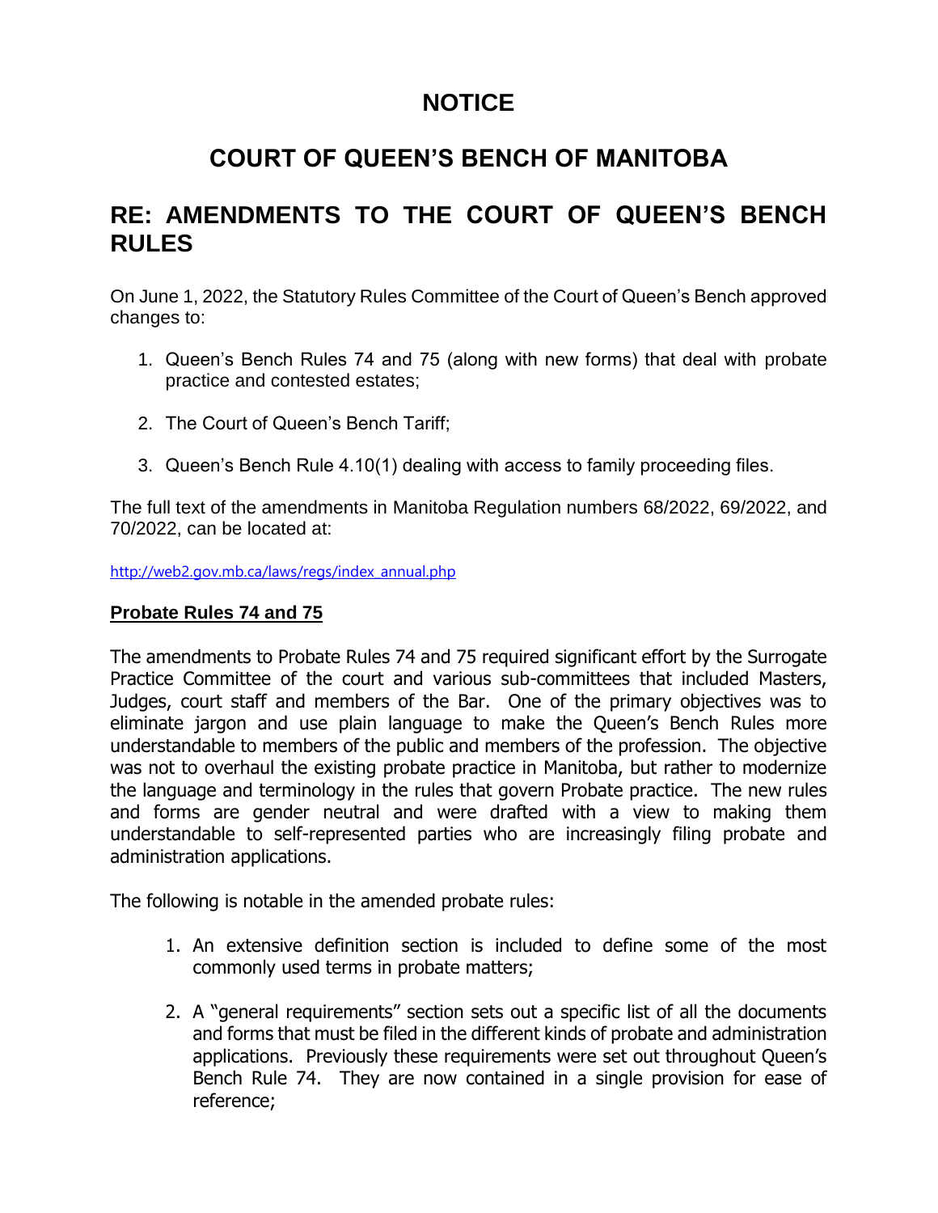# NOTICE

# COURT OF QUEEN'S BENCH OF MANITOBA

## RE: AMENDMENTS TO THE COURT OF QUEEN'S BENCH RULES

On June 1, 2022, the Statutory Rules Committee of the Court of Queen's Bench approved changes to:

1. Queen's Bench Rules 74 and 75 (along with new forms) that deal with probate practice and contested estates;

2. The Court of Queen's Bench Tariff;

3. Queen's Bench Rule 4.10(1) dealing with access to family proceeding files.

The full text of the amendments in Manitoba Regulation numbers 68/2022, 69/2022, and 70/2022, can be located at:

http://web2.gov.mb.ca/laws/regs/index_annual.php

**Probate Rules 74 and 75**

The amendments to Probate Rules 74 and 75 required significant effort by the Surrogate Practice Committee of the court and various sub-committees that included Masters, Judges, court staff and members of the Bar. One of the primary objectives was to eliminate jargon and use plain language to make the Queen's Bench Rules more understandable to members of the public and members of the profession. The objective was not to overhaul the existing probate practice in Manitoba, but rather to modernize the language and terminology in the rules that govern Probate practice. The new rules and forms are gender neutral and were drafted with a view to making them understandable to self-represented parties who are increasingly filing probate and administration applications.

The following is notable in the amended probate rules:

1. An extensive definition section is included to define some of the most commonly used terms in probate matters;

2. A "general requirements" section sets out a specific list of all the documents and forms that must be filed in the different kinds of probate and administration applications. Previously these requirements were set out throughout Queen's Bench Rule 74. They are now contained in a single provision for ease of reference;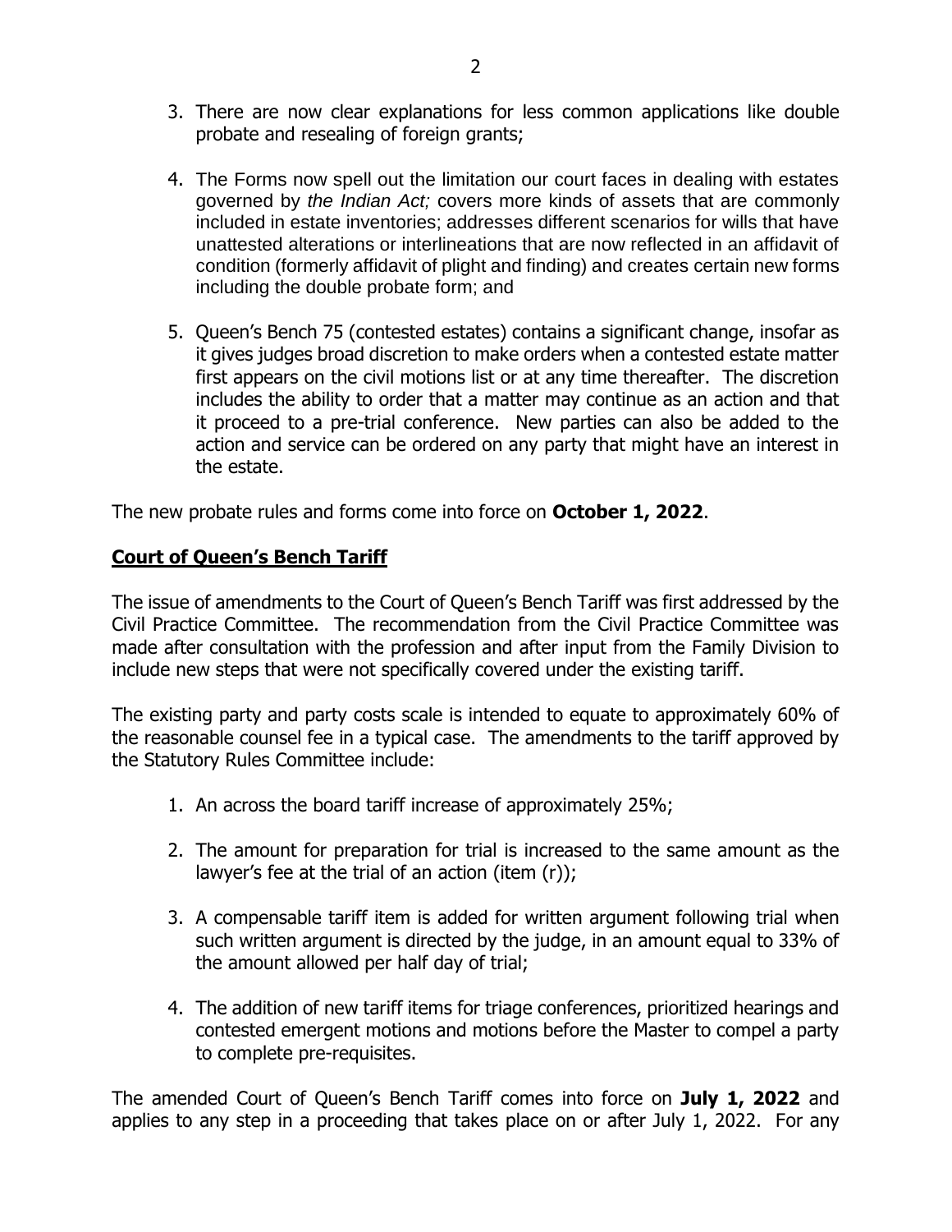3. There are now clear explanations for less common applications like double probate and resealing of foreign grants;

4. The Forms now spell out the limitation our court faces in dealing with estates governed by *the Indian Act;* covers more kinds of assets that are commonly included in estate inventories; addresses different scenarios for wills that have unattested alterations or interlineations that are now reflected in an affidavit of condition (formerly affidavit of plight and finding) and creates certain new forms including the double probate form; and

5. Queen's Bench 75 (contested estates) contains a significant change, insofar as it gives judges broad discretion to make orders when a contested estate matter first appears on the civil motions list or at any time thereafter. The discretion includes the ability to order that a matter may continue as an action and that it proceed to a pre-trial conference. New parties can also be added to the action and service can be ordered on any party that might have an interest in the estate.

The new probate rules and forms come into force on **October 1, 2022**.

## **Court of Queen's Bench Tariff**

The issue of amendments to the Court of Queen's Bench Tariff was first addressed by the Civil Practice Committee. The recommendation from the Civil Practice Committee was made after consultation with the profession and after input from the Family Division to include new steps that were not specifically covered under the existing tariff.

The existing party and party costs scale is intended to equate to approximately 60% of the reasonable counsel fee in a typical case. The amendments to the tariff approved by the Statutory Rules Committee include:

1. An across the board tariff increase of approximately 25%;

2. The amount for preparation for trial is increased to the same amount as the lawyer's fee at the trial of an action (item (r));

3. A compensable tariff item is added for written argument following trial when such written argument is directed by the judge, in an amount equal to 33% of the amount allowed per half day of trial;

4. The addition of new tariff items for triage conferences, prioritized hearings and contested emergent motions and motions before the Master to compel a party to complete pre-requisites.

The amended Court of Queen's Bench Tariff comes into force on **July 1, 2022** and applies to any step in a proceeding that takes place on or after July 1, 2022. For any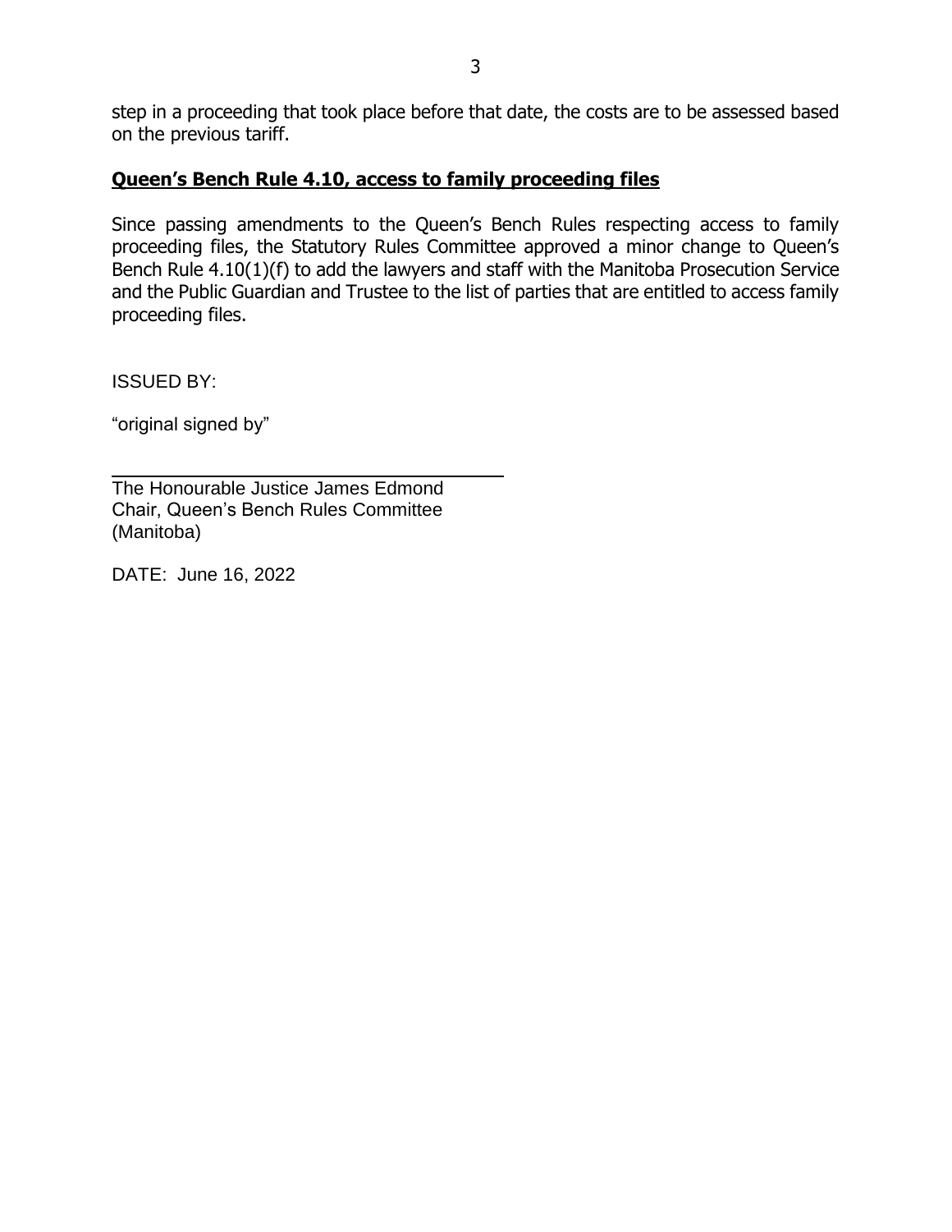step in a proceeding that took place before that date, the costs are to be assessed based on the previous tariff.

## **Queen's Bench Rule 4.10, access to family proceeding files**

Since passing amendments to the Queen's Bench Rules respecting access to family proceeding files, the Statutory Rules Committee approved a minor change to Queen's Bench Rule 4.10(1)(f) to add the lawyers and staff with the Manitoba Prosecution Service and the Public Guardian and Trustee to the list of parties that are entitled to access family proceeding files.

ISSUED BY:

"original signed by"

The Honourable Justice James Edmond
Chair, Queen's Bench Rules Committee
(Manitoba)

DATE: June 16, 2022